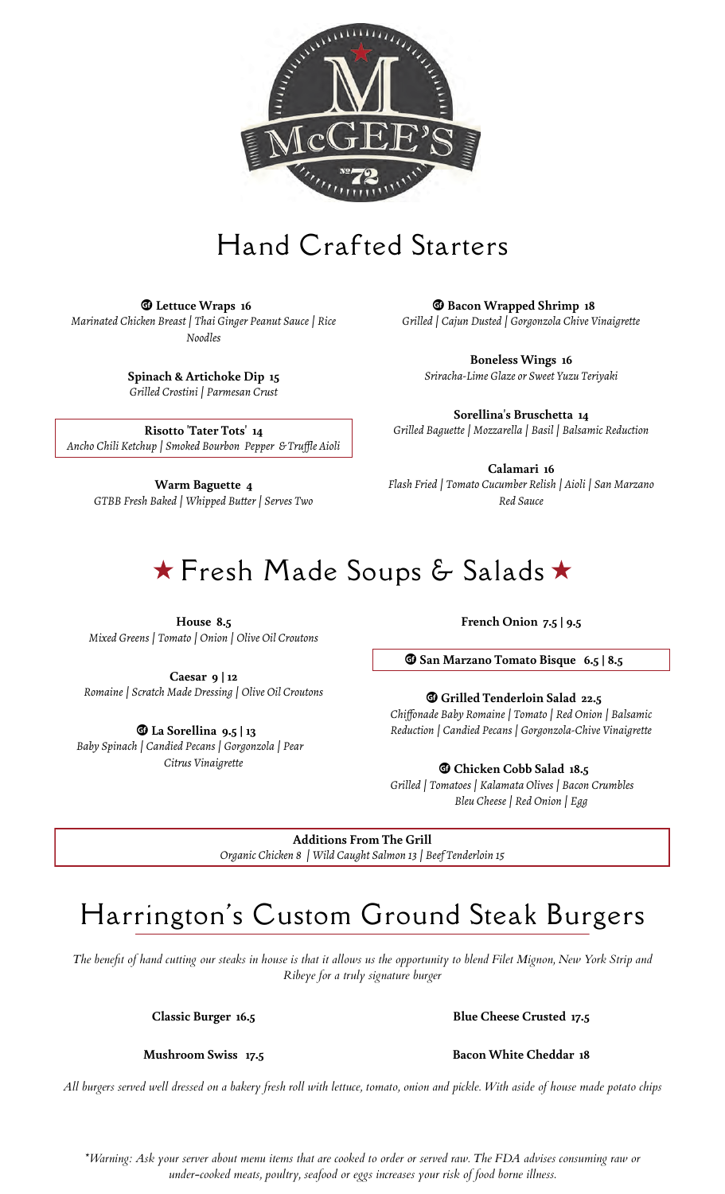McGEE'S
№72

# Hand Crafted Starters

**Lettuce Wraps 16** (GF)
*Marinated Chicken Breast | Thai Ginger Peanut Sauce | Rice Noodles*

**Spinach & Artichoke Dip 15**
*Grilled Crostini | Parmesan Crust*

**Risotto 'Tater Tots' 14**
*Ancho Chili Ketchup | Smoked Bourbon Pepper & Truffle Aioli*

**Warm Baguette 4**
*GTBB Fresh Baked | Whipped Butter | Serves Two*

**Bacon Wrapped Shrimp 18** (GF)
*Grilled | Cajun Dusted | Gorgonzola Chive Vinaigrette*

**Boneless Wings 16**
*Sriracha-Lime Glaze or Sweet Yuzu Teriyaki*

**Sorellina's Bruschetta 14**
*Grilled Baguette | Mozzarella | Basil | Balsamic Reduction*

**Calamari 16**
*Flash Fried | Tomato Cucumber Relish | Aioli | San Marzano Red Sauce*

# ★ Fresh Made Soups & Salads ★

**House 8.5**
*Mixed Greens | Tomato | Onion | Olive Oil Croutons*

**Caesar 9 | 12**
*Romaine | Scratch Made Dressing | Olive Oil Croutons*

**La Sorellina 9.5 | 13** (GF)
*Baby Spinach | Candied Pecans | Gorgonzola | Pear Citrus Vinaigrette*

**French Onion 7.5 | 9.5**

**San Marzano Tomato Bisque 6.5 | 8.5** (GF)

**Grilled Tenderloin Salad 22.5** (GF)
*Chiffonade Baby Romaine | Tomato | Red Onion | Balsamic Reduction | Candied Pecans | Gorgonzola-Chive Vinaigrette*

**Chicken Cobb Salad 18.5** (GF)
*Grilled | Tomatoes | Kalamata Olives | Bacon Crumbles Bleu Cheese | Red Onion | Egg*

**Additions From The Grill**
*Organic Chicken 8 | Wild Caught Salmon 13 | Beef Tenderloin 15*

# Harrington's Custom Ground Steak Burgers

*The benefit of hand cutting our steaks in house is that it allows us the opportunity to blend Filet Mignon, New York Strip and Ribeye for a truly signature burger*

**Classic Burger 16.5**

**Mushroom Swiss 17.5**

**Blue Cheese Crusted 17.5**

**Bacon White Cheddar 18**

*All burgers served well dressed on a bakery fresh roll with lettuce, tomato, onion and pickle. With aside of house made potato chips*

*\*Warning: Ask your server about menu items that are cooked to order or served raw. The FDA advises consuming raw or under-cooked meats, poultry, seafood or eggs increases your risk of food borne illness.*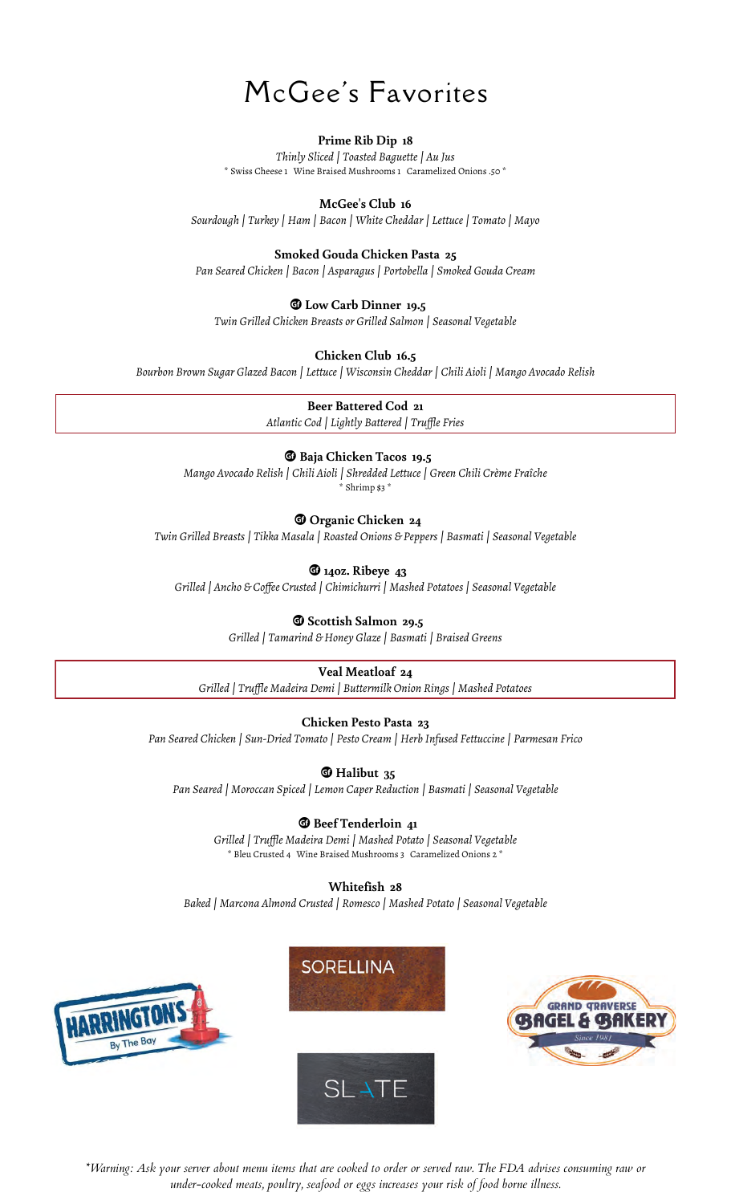# McGee's Favorites

**Prime Rib Dip 18**
*Thinly Sliced | Toasted Baguette | Au Jus*
* Swiss Cheese 1 Wine Braised Mushrooms 1 Caramelized Onions .50 *

**McGee's Club 16**
*Sourdough | Turkey | Ham | Bacon | White Cheddar | Lettuce | Tomato | Mayo*

**Smoked Gouda Chicken Pasta 25**
*Pan Seared Chicken | Bacon | Asparagus | Portobella | Smoked Gouda Cream*

**GF Low Carb Dinner 19.5**
*Twin Grilled Chicken Breasts or Grilled Salmon | Seasonal Vegetable*

**Chicken Club 16.5**
*Bourbon Brown Sugar Glazed Bacon | Lettuce | Wisconsin Cheddar | Chili Aioli | Mango Avocado Relish*

**Beer Battered Cod 21**
*Atlantic Cod | Lightly Battered | Truffle Fries*

**GF Baja Chicken Tacos 19.5**
*Mango Avocado Relish | Chili Aioli | Shredded Lettuce | Green Chili Crème Fraîche*
* Shrimp $3 *

**GF Organic Chicken 24**
*Twin Grilled Breasts | Tikka Masala | Roasted Onions & Peppers | Basmati | Seasonal Vegetable*

**GF 14oz. Ribeye 43**
*Grilled | Ancho & Coffee Crusted | Chimichurri | Mashed Potatoes | Seasonal Vegetable*

**GF Scottish Salmon 29.5**
*Grilled | Tamarind & Honey Glaze | Basmati | Braised Greens*

**Veal Meatloaf 24**
*Grilled | Truffle Madeira Demi | Buttermilk Onion Rings | Mashed Potatoes*

**Chicken Pesto Pasta 23**
*Pan Seared Chicken | Sun-Dried Tomato | Pesto Cream | Herb Infused Fettuccine | Parmesan Frico*

**GF Halibut 35**
*Pan Seared | Moroccan Spiced | Lemon Caper Reduction | Basmati | Seasonal Vegetable*

**GF Beef Tenderloin 41**
*Grilled | Truffle Madeira Demi | Mashed Potato | Seasonal Vegetable*
* Bleu Crusted 4 Wine Braised Mushrooms 3 Caramelized Onions 2 *

**Whitefish 28**
*Baked | Marcona Almond Crusted | Romesco | Mashed Potato | Seasonal Vegetable*

HARRINGTON'S By The Bay

SORELLINA

SLATE

GRAND TRAVERSE BAGEL & BAKERY Since 1981

*\*Warning: Ask your server about menu items that are cooked to order or served raw. The FDA advises consuming raw or under-cooked meats, poultry, seafood or eggs increases your risk of food borne illness.*